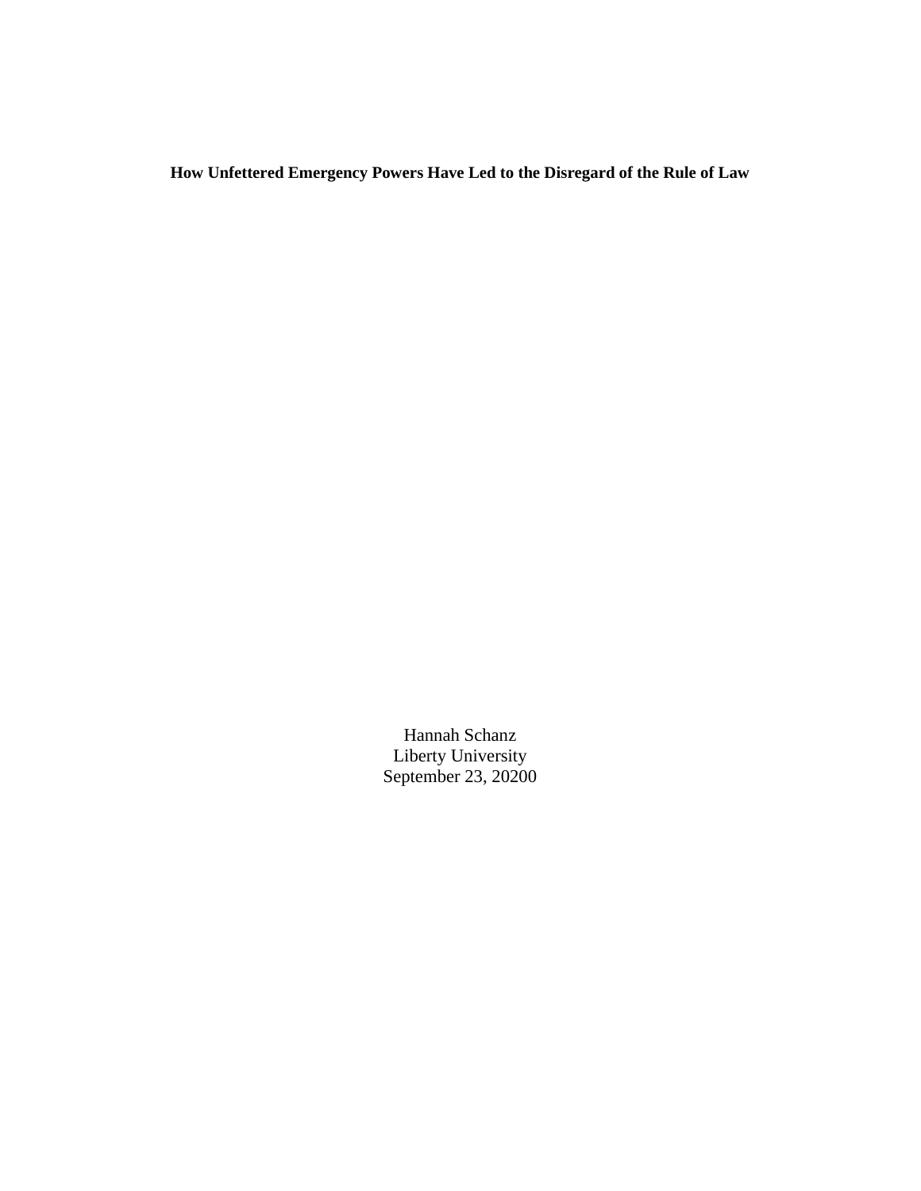**How Unfettered Emergency Powers Have Led to the Disregard of the Rule of Law**

Hannah Schanz
Liberty University
September 23, 20200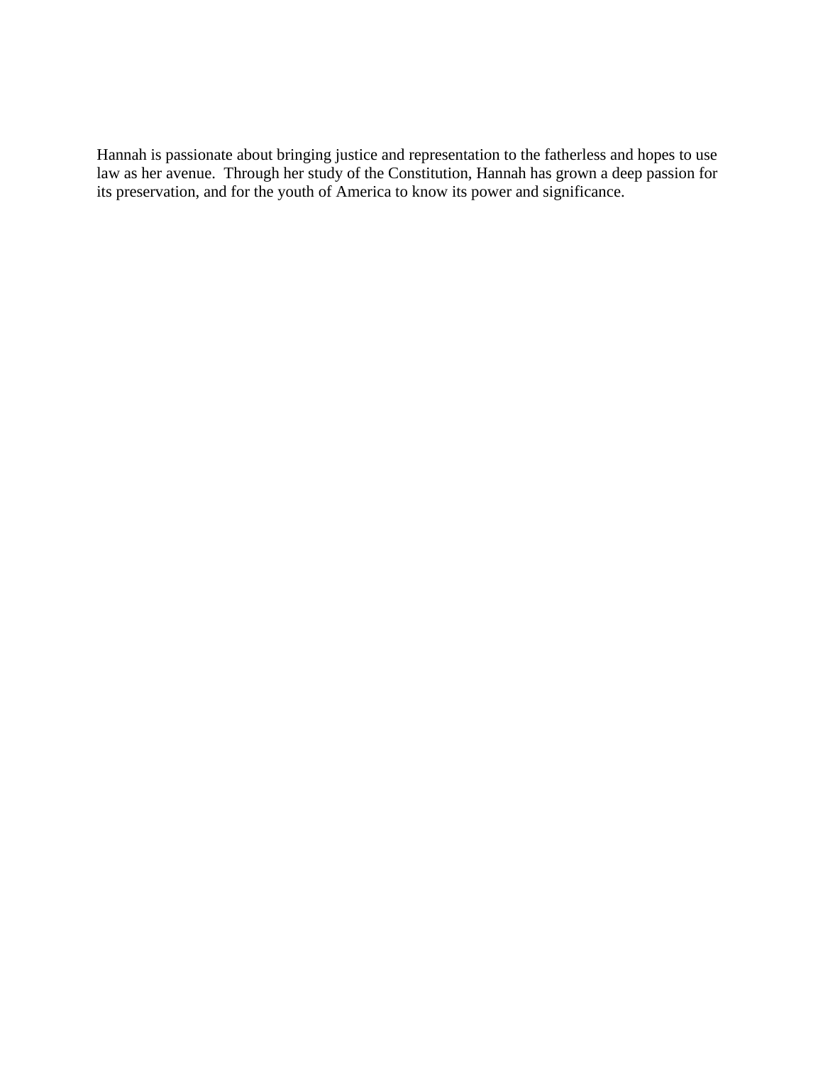Hannah is passionate about bringing justice and representation to the fatherless and hopes to use law as her avenue.  Through her study of the Constitution, Hannah has grown a deep passion for its preservation, and for the youth of America to know its power and significance.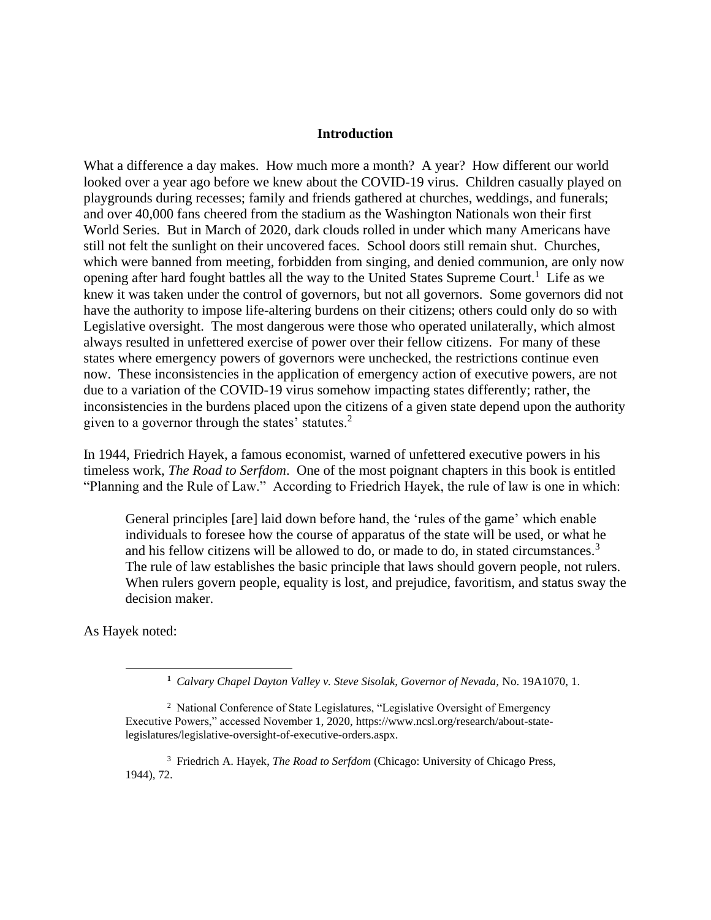## Introduction

What a difference a day makes. How much more a month? A year? How different our world looked over a year ago before we knew about the COVID-19 virus. Children casually played on playgrounds during recesses; family and friends gathered at churches, weddings, and funerals; and over 40,000 fans cheered from the stadium as the Washington Nationals won their first World Series. But in March of 2020, dark clouds rolled in under which many Americans have still not felt the sunlight on their uncovered faces. School doors still remain shut. Churches, which were banned from meeting, forbidden from singing, and denied communion, are only now opening after hard fought battles all the way to the United States Supreme Court.[1] Life as we knew it was taken under the control of governors, but not all governors. Some governors did not have the authority to impose life-altering burdens on their citizens; others could only do so with Legislative oversight. The most dangerous were those who operated unilaterally, which almost always resulted in unfettered exercise of power over their fellow citizens. For many of these states where emergency powers of governors were unchecked, the restrictions continue even now. These inconsistencies in the application of emergency action of executive powers, are not due to a variation of the COVID-19 virus somehow impacting states differently; rather, the inconsistencies in the burdens placed upon the citizens of a given state depend upon the authority given to a governor through the states' statutes.[2]

In 1944, Friedrich Hayek, a famous economist, warned of unfettered executive powers in his timeless work, *The Road to Serfdom*. One of the most poignant chapters in this book is entitled "Planning and the Rule of Law." According to Friedrich Hayek, the rule of law is one in which:

> General principles [are] laid down before hand, the 'rules of the game' which enable individuals to foresee how the course of apparatus of the state will be used, or what he and his fellow citizens will be allowed to do, or made to do, in stated circumstances.[3] The rule of law establishes the basic principle that laws should govern people, not rulers. When rulers govern people, equality is lost, and prejudice, favoritism, and status sway the decision maker.

As Hayek noted:

---

[1] *Calvary Chapel Dayton Valley v. Steve Sisolak, Governor of Nevada*, No. 19A1070, 1.

[2] National Conference of State Legislatures, "Legislative Oversight of Emergency Executive Powers," accessed November 1, 2020, https://www.ncsl.org/research/about-state-legislatures/legislative-oversight-of-executive-orders.aspx.

[3] Friedrich A. Hayek, *The Road to Serfdom* (Chicago: University of Chicago Press, 1944), 72.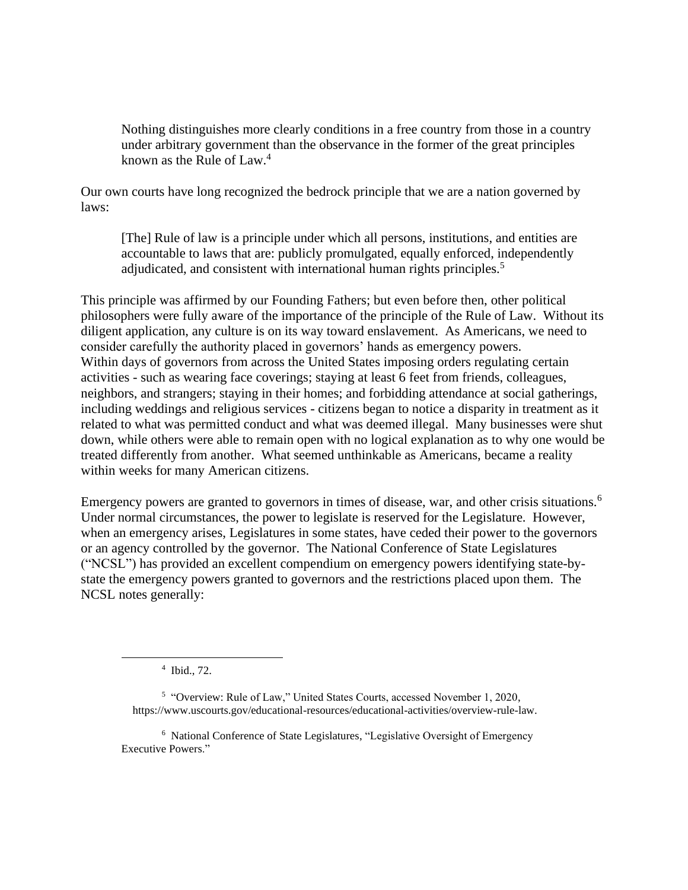> Nothing distinguishes more clearly conditions in a free country from those in a country under arbitrary government than the observance in the former of the great principles known as the Rule of Law.[4]

Our own courts have long recognized the bedrock principle that we are a nation governed by laws:

> [The] Rule of law is a principle under which all persons, institutions, and entities are accountable to laws that are: publicly promulgated, equally enforced, independently adjudicated, and consistent with international human rights principles.[5]

This principle was affirmed by our Founding Fathers; but even before then, other political philosophers were fully aware of the importance of the principle of the Rule of Law. Without its diligent application, any culture is on its way toward enslavement. As Americans, we need to consider carefully the authority placed in governors' hands as emergency powers.
Within days of governors from across the United States imposing orders regulating certain activities - such as wearing face coverings; staying at least 6 feet from friends, colleagues, neighbors, and strangers; staying in their homes; and forbidding attendance at social gatherings, including weddings and religious services - citizens began to notice a disparity in treatment as it related to what was permitted conduct and what was deemed illegal. Many businesses were shut down, while others were able to remain open with no logical explanation as to why one would be treated differently from another. What seemed unthinkable as Americans, became a reality within weeks for many American citizens.

Emergency powers are granted to governors in times of disease, war, and other crisis situations.[6] Under normal circumstances, the power to legislate is reserved for the Legislature. However, when an emergency arises, Legislatures in some states, have ceded their power to the governors or an agency controlled by the governor. The National Conference of State Legislatures ("NCSL") has provided an excellent compendium on emergency powers identifying state-by-state the emergency powers granted to governors and the restrictions placed upon them. The NCSL notes generally:

---

[4] Ibid., 72.

[5] "Overview: Rule of Law," United States Courts, accessed November 1, 2020, https://www.uscourts.gov/educational-resources/educational-activities/overview-rule-law.

[6] National Conference of State Legislatures, "Legislative Oversight of Emergency Executive Powers."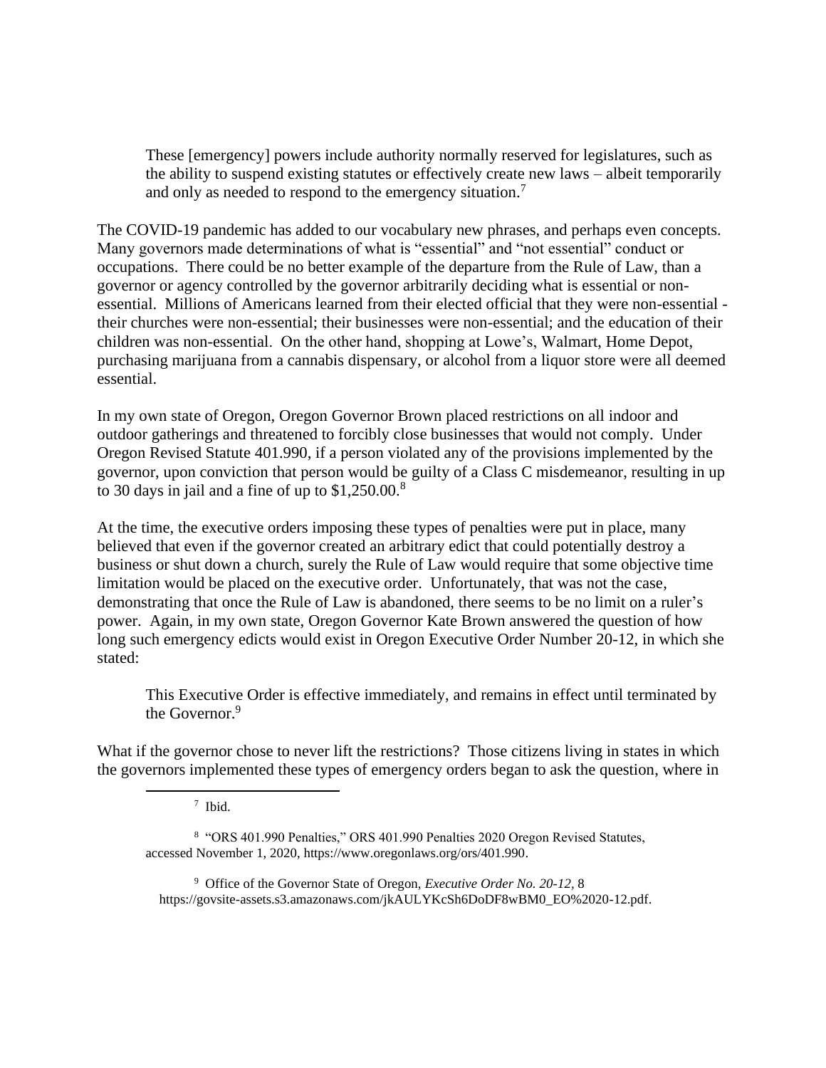> These [emergency] powers include authority normally reserved for legislatures, such as the ability to suspend existing statutes or effectively create new laws – albeit temporarily and only as needed to respond to the emergency situation.[7]

The COVID-19 pandemic has added to our vocabulary new phrases, and perhaps even concepts. Many governors made determinations of what is "essential" and "not essential" conduct or occupations. There could be no better example of the departure from the Rule of Law, than a governor or agency controlled by the governor arbitrarily deciding what is essential or non-essential. Millions of Americans learned from their elected official that they were non-essential - their churches were non-essential; their businesses were non-essential; and the education of their children was non-essential. On the other hand, shopping at Lowe's, Walmart, Home Depot, purchasing marijuana from a cannabis dispensary, or alcohol from a liquor store were all deemed essential.

In my own state of Oregon, Oregon Governor Brown placed restrictions on all indoor and outdoor gatherings and threatened to forcibly close businesses that would not comply. Under Oregon Revised Statute 401.990, if a person violated any of the provisions implemented by the governor, upon conviction that person would be guilty of a Class C misdemeanor, resulting in up to 30 days in jail and a fine of up to $1,250.00.[8]

At the time, the executive orders imposing these types of penalties were put in place, many believed that even if the governor created an arbitrary edict that could potentially destroy a business or shut down a church, surely the Rule of Law would require that some objective time limitation would be placed on the executive order. Unfortunately, that was not the case, demonstrating that once the Rule of Law is abandoned, there seems to be no limit on a ruler's power. Again, in my own state, Oregon Governor Kate Brown answered the question of how long such emergency edicts would exist in Oregon Executive Order Number 20-12, in which she stated:

> This Executive Order is effective immediately, and remains in effect until terminated by the Governor.[9]

What if the governor chose to never lift the restrictions? Those citizens living in states in which the governors implemented these types of emergency orders began to ask the question, where in

---

[7] Ibid.

[8] "ORS 401.990 Penalties," ORS 401.990 Penalties 2020 Oregon Revised Statutes, accessed November 1, 2020, https://www.oregonlaws.org/ors/401.990.

[9] Office of the Governor State of Oregon, *Executive Order No. 20-12*, 8 https://govsite-assets.s3.amazonaws.com/jkAULYKcSh6DoDF8wBM0_EO%2020-12.pdf.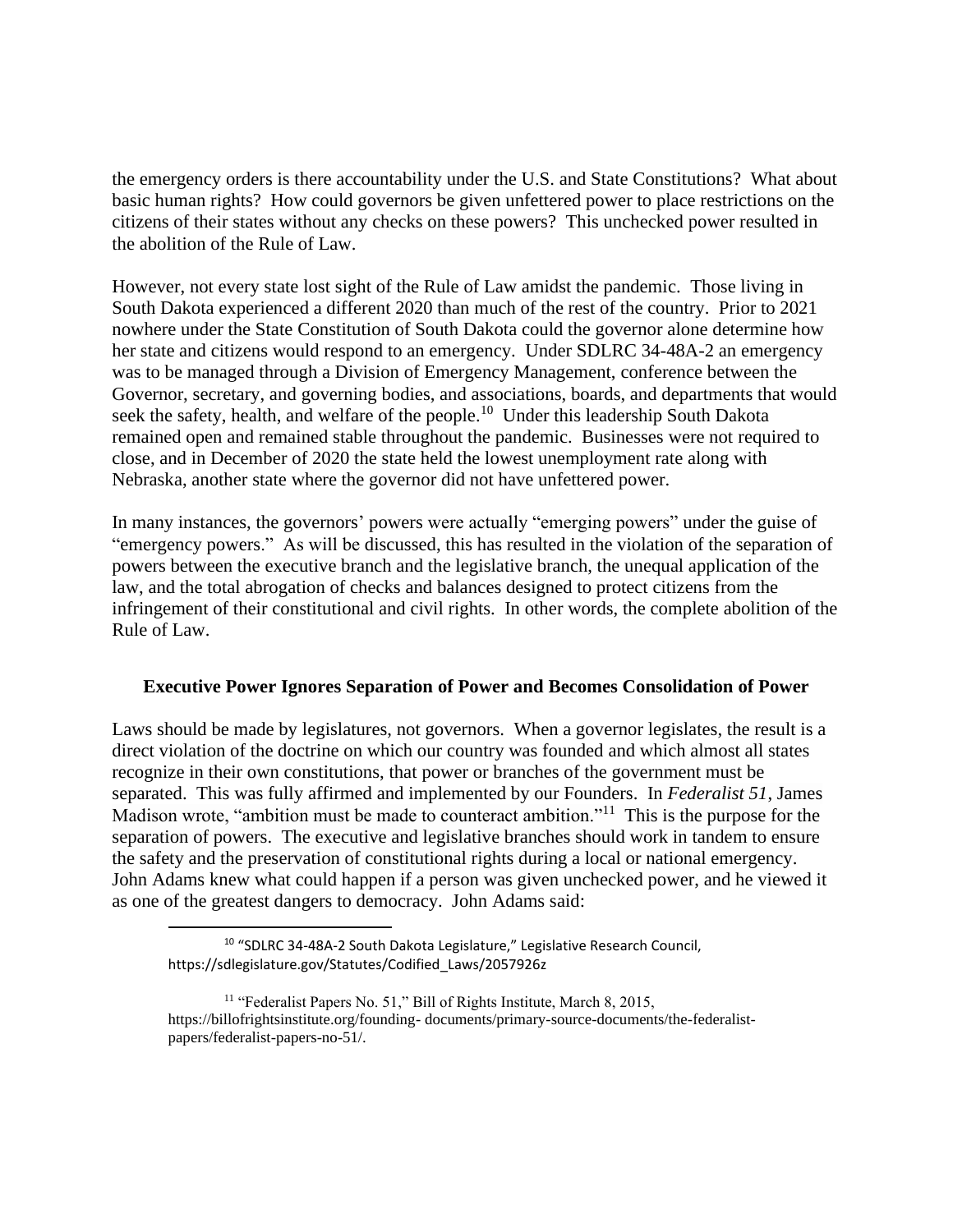the emergency orders is there accountability under the U.S. and State Constitutions? What about basic human rights? How could governors be given unfettered power to place restrictions on the citizens of their states without any checks on these powers? This unchecked power resulted in the abolition of the Rule of Law.

However, not every state lost sight of the Rule of Law amidst the pandemic. Those living in South Dakota experienced a different 2020 than much of the rest of the country. Prior to 2021 nowhere under the State Constitution of South Dakota could the governor alone determine how her state and citizens would respond to an emergency. Under SDLRC 34-48A-2 an emergency was to be managed through a Division of Emergency Management, conference between the Governor, secretary, and governing bodies, and associations, boards, and departments that would seek the safety, health, and welfare of the people.[10] Under this leadership South Dakota remained open and remained stable throughout the pandemic. Businesses were not required to close, and in December of 2020 the state held the lowest unemployment rate along with Nebraska, another state where the governor did not have unfettered power.

In many instances, the governors' powers were actually "emerging powers" under the guise of "emergency powers." As will be discussed, this has resulted in the violation of the separation of powers between the executive branch and the legislative branch, the unequal application of the law, and the total abrogation of checks and balances designed to protect citizens from the infringement of their constitutional and civil rights. In other words, the complete abolition of the Rule of Law.

**Executive Power Ignores Separation of Power and Becomes Consolidation of Power**

Laws should be made by legislatures, not governors. When a governor legislates, the result is a direct violation of the doctrine on which our country was founded and which almost all states recognize in their own constitutions, that power or branches of the government must be separated. This was fully affirmed and implemented by our Founders. In *Federalist 51*, James Madison wrote, "ambition must be made to counteract ambition."[11] This is the purpose for the separation of powers. The executive and legislative branches should work in tandem to ensure the safety and the preservation of constitutional rights during a local or national emergency. John Adams knew what could happen if a person was given unchecked power, and he viewed it as one of the greatest dangers to democracy. John Adams said:

---

[10] "SDLRC 34-48A-2 South Dakota Legislature," Legislative Research Council, https://sdlegislature.gov/Statutes/Codified_Laws/2057926z

[11] "Federalist Papers No. 51," Bill of Rights Institute, March 8, 2015, https://billofrightsinstitute.org/founding- documents/primary-source-documents/the-federalist-papers/federalist-papers-no-51/.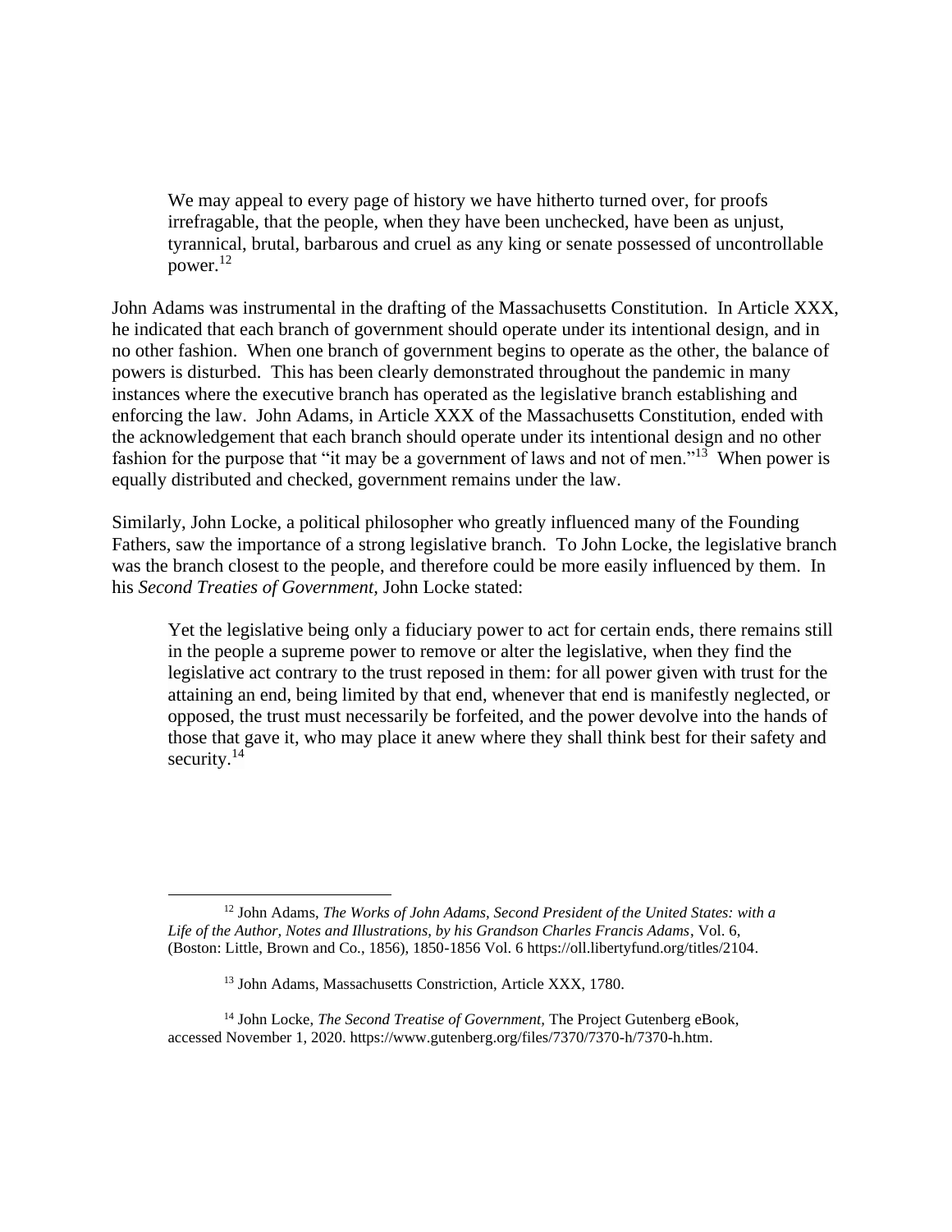> We may appeal to every page of history we have hitherto turned over, for proofs irrefragable, that the people, when they have been unchecked, have been as unjust, tyrannical, brutal, barbarous and cruel as any king or senate possessed of uncontrollable power.[12]

John Adams was instrumental in the drafting of the Massachusetts Constitution. In Article XXX, he indicated that each branch of government should operate under its intentional design, and in no other fashion. When one branch of government begins to operate as the other, the balance of powers is disturbed. This has been clearly demonstrated throughout the pandemic in many instances where the executive branch has operated as the legislative branch establishing and enforcing the law. John Adams, in Article XXX of the Massachusetts Constitution, ended with the acknowledgement that each branch should operate under its intentional design and no other fashion for the purpose that "it may be a government of laws and not of men."[13] When power is equally distributed and checked, government remains under the law.

Similarly, John Locke, a political philosopher who greatly influenced many of the Founding Fathers, saw the importance of a strong legislative branch. To John Locke, the legislative branch was the branch closest to the people, and therefore could be more easily influenced by them. In his *Second Treaties of Government*, John Locke stated:

> Yet the legislative being only a fiduciary power to act for certain ends, there remains still in the people a supreme power to remove or alter the legislative, when they find the legislative act contrary to the trust reposed in them: for all power given with trust for the attaining an end, being limited by that end, whenever that end is manifestly neglected, or opposed, the trust must necessarily be forfeited, and the power devolve into the hands of those that gave it, who may place it anew where they shall think best for their safety and security.[14]

---

[12] John Adams, *The Works of John Adams, Second President of the United States: with a Life of the Author, Notes and Illustrations, by his Grandson Charles Francis Adams*, Vol. 6, (Boston: Little, Brown and Co., 1856), 1850-1856 Vol. 6 https://oll.libertyfund.org/titles/2104.

[13] John Adams, Massachusetts Constriction, Article XXX, 1780.

[14] John Locke, *The Second Treatise of Government*, The Project Gutenberg eBook, accessed November 1, 2020. https://www.gutenberg.org/files/7370/7370-h/7370-h.htm.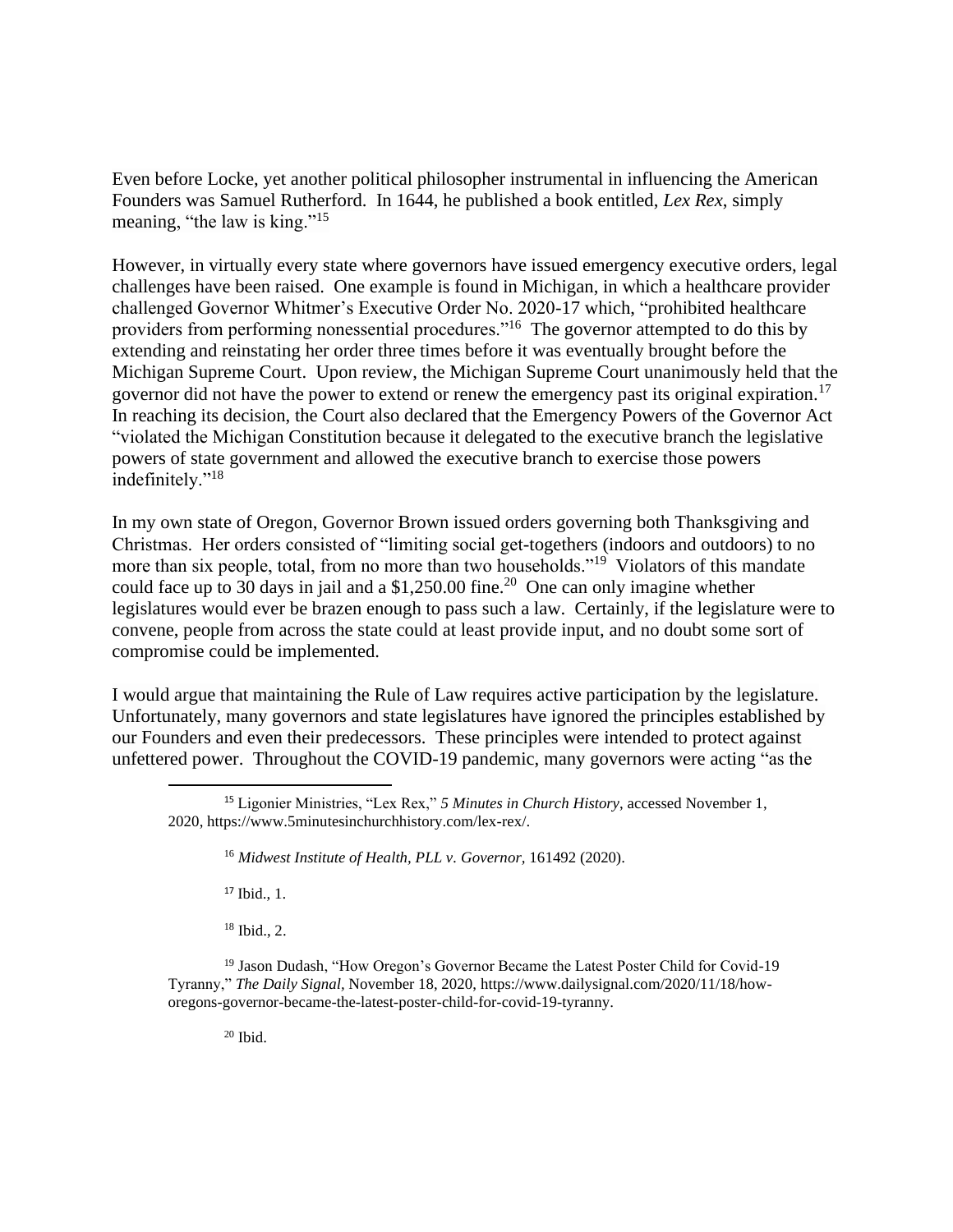Even before Locke, yet another political philosopher instrumental in influencing the American Founders was Samuel Rutherford. In 1644, he published a book entitled, *Lex Rex*, simply meaning, "the law is king."[15]

However, in virtually every state where governors have issued emergency executive orders, legal challenges have been raised. One example is found in Michigan, in which a healthcare provider challenged Governor Whitmer's Executive Order No. 2020-17 which, "prohibited healthcare providers from performing nonessential procedures."[16] The governor attempted to do this by extending and reinstating her order three times before it was eventually brought before the Michigan Supreme Court. Upon review, the Michigan Supreme Court unanimously held that the governor did not have the power to extend or renew the emergency past its original expiration.[17] In reaching its decision, the Court also declared that the Emergency Powers of the Governor Act "violated the Michigan Constitution because it delegated to the executive branch the legislative powers of state government and allowed the executive branch to exercise those powers indefinitely."[18]

In my own state of Oregon, Governor Brown issued orders governing both Thanksgiving and Christmas. Her orders consisted of "limiting social get-togethers (indoors and outdoors) to no more than six people, total, from no more than two households."[19] Violators of this mandate could face up to 30 days in jail and a $1,250.00 fine.[20] One can only imagine whether legislatures would ever be brazen enough to pass such a law. Certainly, if the legislature were to convene, people from across the state could at least provide input, and no doubt some sort of compromise could be implemented.

I would argue that maintaining the Rule of Law requires active participation by the legislature. Unfortunately, many governors and state legislatures have ignored the principles established by our Founders and even their predecessors. These principles were intended to protect against unfettered power. Throughout the COVID-19 pandemic, many governors were acting "as the

---

[15] Ligonier Ministries, "Lex Rex," *5 Minutes in Church History*, accessed November 1, 2020, https://www.5minutesinchurchhistory.com/lex-rex/.

[16] *Midwest Institute of Health, PLL v. Governor,* 161492 (2020).

[17] Ibid., 1.

[18] Ibid., 2.

[19] Jason Dudash, "How Oregon's Governor Became the Latest Poster Child for Covid-19 Tyranny," *The Daily Signal*, November 18, 2020, https://www.dailysignal.com/2020/11/18/how-oregons-governor-became-the-latest-poster-child-for-covid-19-tyranny.

[20] Ibid.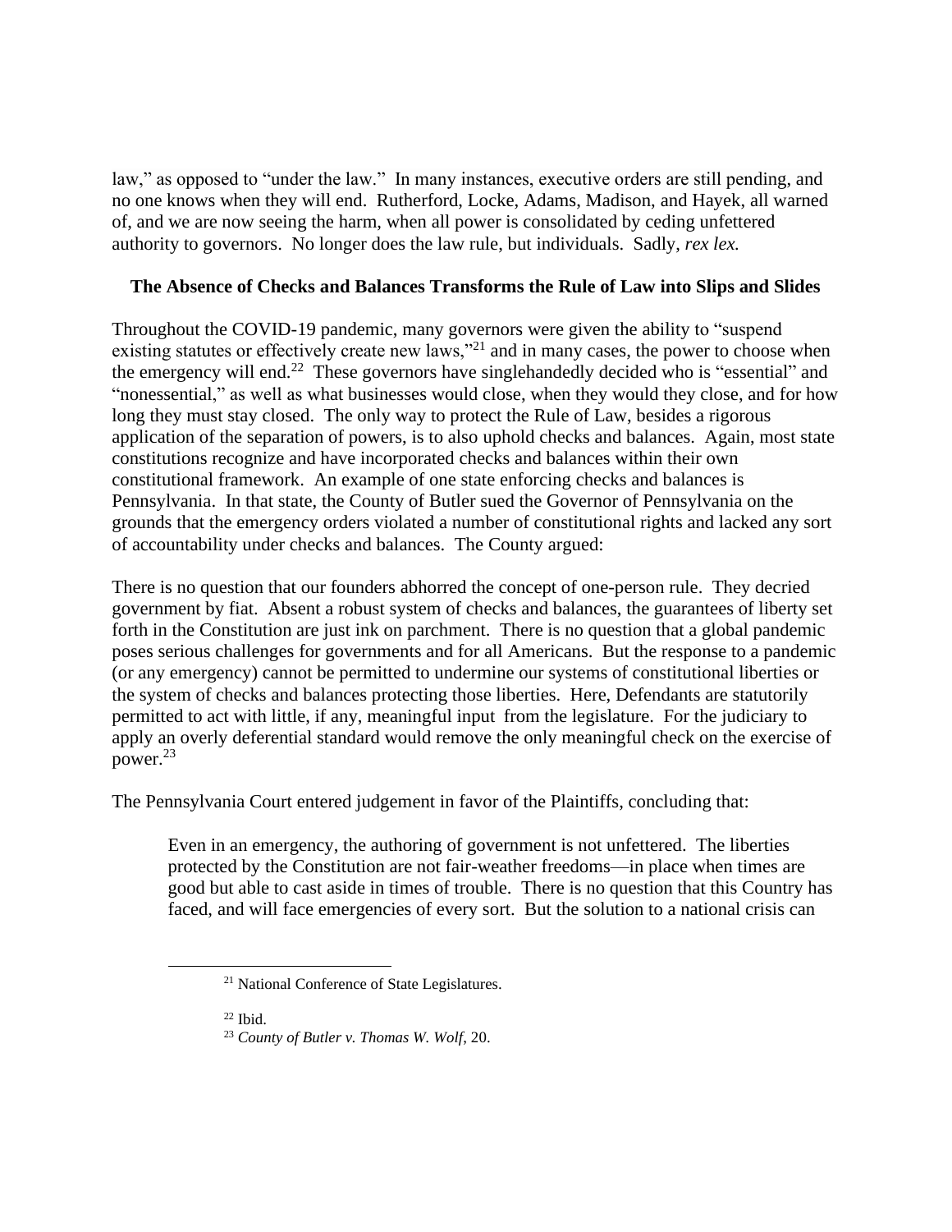law," as opposed to "under the law." In many instances, executive orders are still pending, and no one knows when they will end. Rutherford, Locke, Adams, Madison, and Hayek, all warned of, and we are now seeing the harm, when all power is consolidated by ceding unfettered authority to governors. No longer does the law rule, but individuals. Sadly, *rex lex.*

**The Absence of Checks and Balances Transforms the Rule of Law into Slips and Slides**

Throughout the COVID-19 pandemic, many governors were given the ability to "suspend existing statutes or effectively create new laws,"[21] and in many cases, the power to choose when the emergency will end.[22] These governors have singlehandedly decided who is "essential" and "nonessential," as well as what businesses would close, when they would they close, and for how long they must stay closed. The only way to protect the Rule of Law, besides a rigorous application of the separation of powers, is to also uphold checks and balances. Again, most state constitutions recognize and have incorporated checks and balances within their own constitutional framework. An example of one state enforcing checks and balances is Pennsylvania. In that state, the County of Butler sued the Governor of Pennsylvania on the grounds that the emergency orders violated a number of constitutional rights and lacked any sort of accountability under checks and balances. The County argued:

There is no question that our founders abhorred the concept of one-person rule. They decried government by fiat. Absent a robust system of checks and balances, the guarantees of liberty set forth in the Constitution are just ink on parchment. There is no question that a global pandemic poses serious challenges for governments and for all Americans. But the response to a pandemic (or any emergency) cannot be permitted to undermine our systems of constitutional liberties or the system of checks and balances protecting those liberties. Here, Defendants are statutorily permitted to act with little, if any, meaningful input from the legislature. For the judiciary to apply an overly deferential standard would remove the only meaningful check on the exercise of power.[23]

The Pennsylvania Court entered judgement in favor of the Plaintiffs, concluding that:

> Even in an emergency, the authoring of government is not unfettered. The liberties protected by the Constitution are not fair-weather freedoms—in place when times are good but able to cast aside in times of trouble. There is no question that this Country has faced, and will face emergencies of every sort. But the solution to a national crisis can

[21] National Conference of State Legislatures.

[22] Ibid.

[23] *County of Butler v. Thomas W. Wolf*, 20.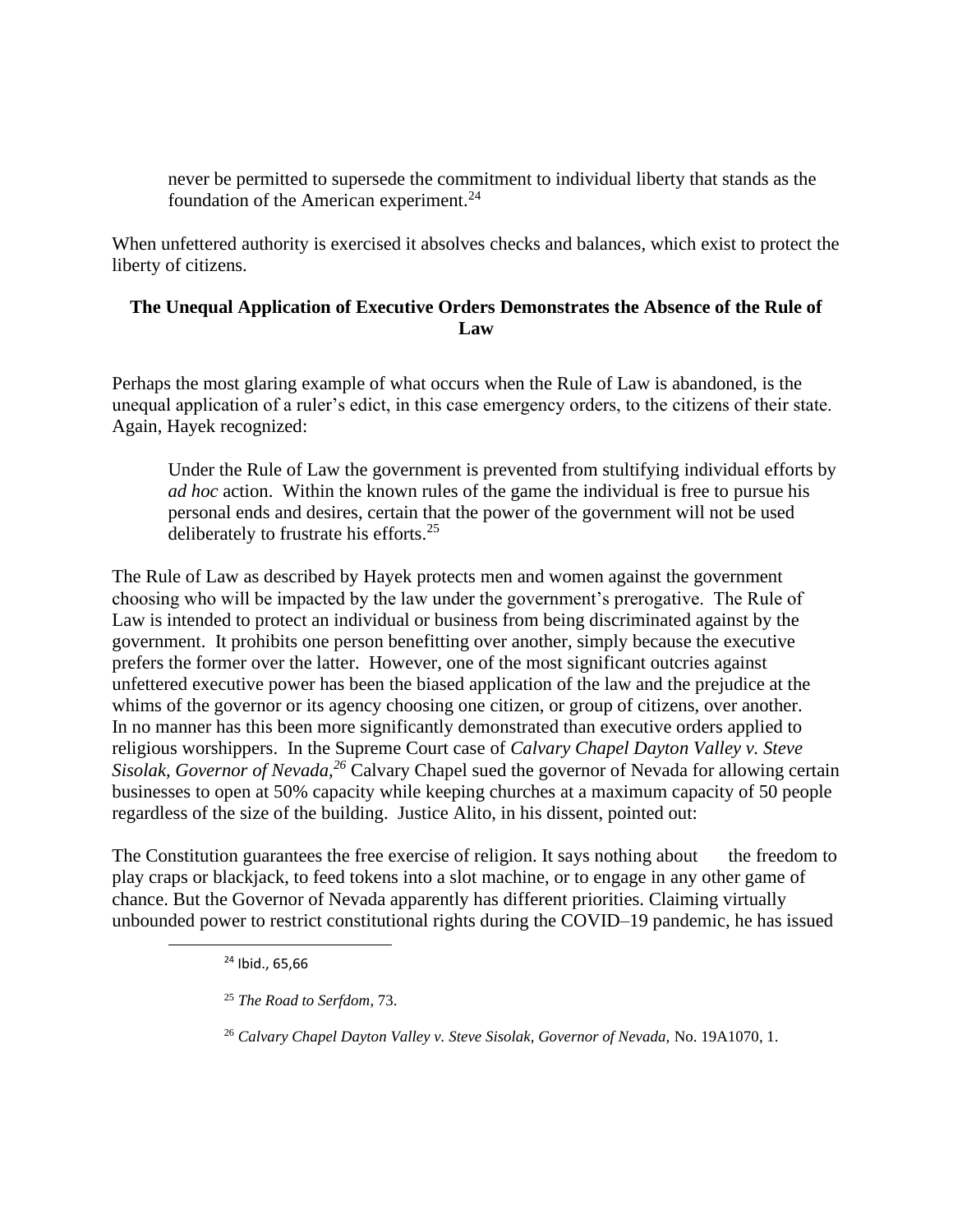never be permitted to supersede the commitment to individual liberty that stands as the foundation of the American experiment.[24]

When unfettered authority is exercised it absolves checks and balances, which exist to protect the liberty of citizens.

**The Unequal Application of Executive Orders Demonstrates the Absence of the Rule of Law**

Perhaps the most glaring example of what occurs when the Rule of Law is abandoned, is the unequal application of a ruler's edict, in this case emergency orders, to the citizens of their state. Again, Hayek recognized:

> Under the Rule of Law the government is prevented from stultifying individual efforts by *ad hoc* action. Within the known rules of the game the individual is free to pursue his personal ends and desires, certain that the power of the government will not be used deliberately to frustrate his efforts.[25]

The Rule of Law as described by Hayek protects men and women against the government choosing who will be impacted by the law under the government's prerogative. The Rule of Law is intended to protect an individual or business from being discriminated against by the government. It prohibits one person benefitting over another, simply because the executive prefers the former over the latter. However, one of the most significant outcries against unfettered executive power has been the biased application of the law and the prejudice at the whims of the governor or its agency choosing one citizen, or group of citizens, over another. In no manner has this been more significantly demonstrated than executive orders applied to religious worshippers. In the Supreme Court case of *Calvary Chapel Dayton Valley v. Steve Sisolak, Governor of Nevada,*[26] Calvary Chapel sued the governor of Nevada for allowing certain businesses to open at 50% capacity while keeping churches at a maximum capacity of 50 people regardless of the size of the building. Justice Alito, in his dissent, pointed out:

The Constitution guarantees the free exercise of religion. It says nothing about the freedom to play craps or blackjack, to feed tokens into a slot machine, or to engage in any other game of chance. But the Governor of Nevada apparently has different priorities. Claiming virtually unbounded power to restrict constitutional rights during the COVID–19 pandemic, he has issued

---

[24] Ibid., 65,66

[25] *The Road to Serfdom*, 73.

[26] *Calvary Chapel Dayton Valley v. Steve Sisolak, Governor of Nevada,* No. 19A1070, 1.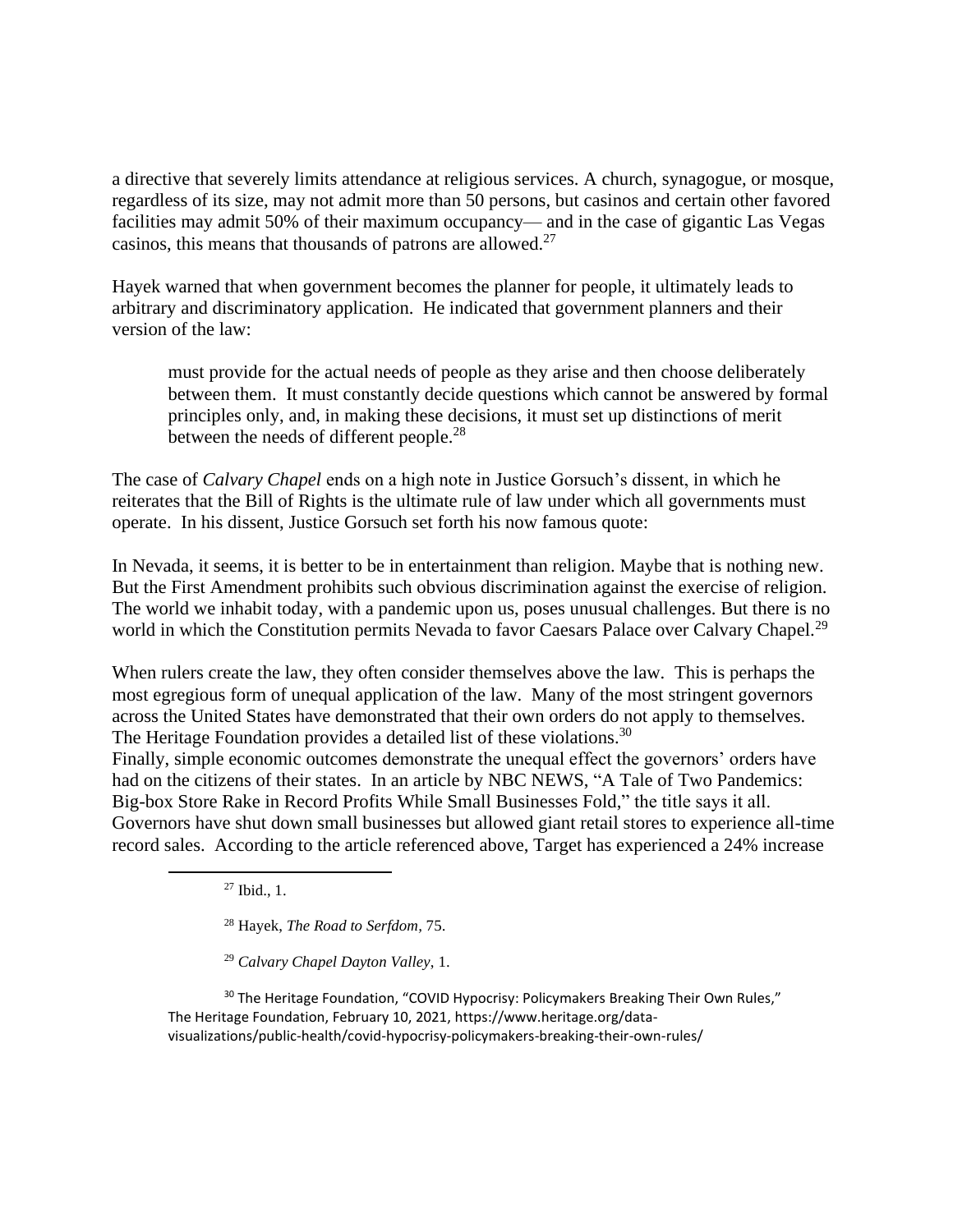a directive that severely limits attendance at religious services. A church, synagogue, or mosque, regardless of its size, may not admit more than 50 persons, but casinos and certain other favored facilities may admit 50% of their maximum occupancy— and in the case of gigantic Las Vegas casinos, this means that thousands of patrons are allowed.[27]

Hayek warned that when government becomes the planner for people, it ultimately leads to arbitrary and discriminatory application. He indicated that government planners and their version of the law:

> must provide for the actual needs of people as they arise and then choose deliberately between them. It must constantly decide questions which cannot be answered by formal principles only, and, in making these decisions, it must set up distinctions of merit between the needs of different people.[28]

The case of *Calvary Chapel* ends on a high note in Justice Gorsuch's dissent, in which he reiterates that the Bill of Rights is the ultimate rule of law under which all governments must operate. In his dissent, Justice Gorsuch set forth his now famous quote:

In Nevada, it seems, it is better to be in entertainment than religion. Maybe that is nothing new. But the First Amendment prohibits such obvious discrimination against the exercise of religion. The world we inhabit today, with a pandemic upon us, poses unusual challenges. But there is no world in which the Constitution permits Nevada to favor Caesars Palace over Calvary Chapel.[29]

When rulers create the law, they often consider themselves above the law. This is perhaps the most egregious form of unequal application of the law. Many of the most stringent governors across the United States have demonstrated that their own orders do not apply to themselves. The Heritage Foundation provides a detailed list of these violations.[30]

Finally, simple economic outcomes demonstrate the unequal effect the governors' orders have had on the citizens of their states. In an article by NBC NEWS, "A Tale of Two Pandemics: Big-box Store Rake in Record Profits While Small Businesses Fold," the title says it all. Governors have shut down small businesses but allowed giant retail stores to experience all-time record sales. According to the article referenced above, Target has experienced a 24% increase

---

[27] Ibid., 1.

[28] Hayek, *The Road to Serfdom*, 75.

[29] *Calvary Chapel Dayton Valley*, 1.

[30] The Heritage Foundation, "COVID Hypocrisy: Policymakers Breaking Their Own Rules," The Heritage Foundation, February 10, 2021, https://www.heritage.org/data-visualizations/public-health/covid-hypocrisy-policymakers-breaking-their-own-rules/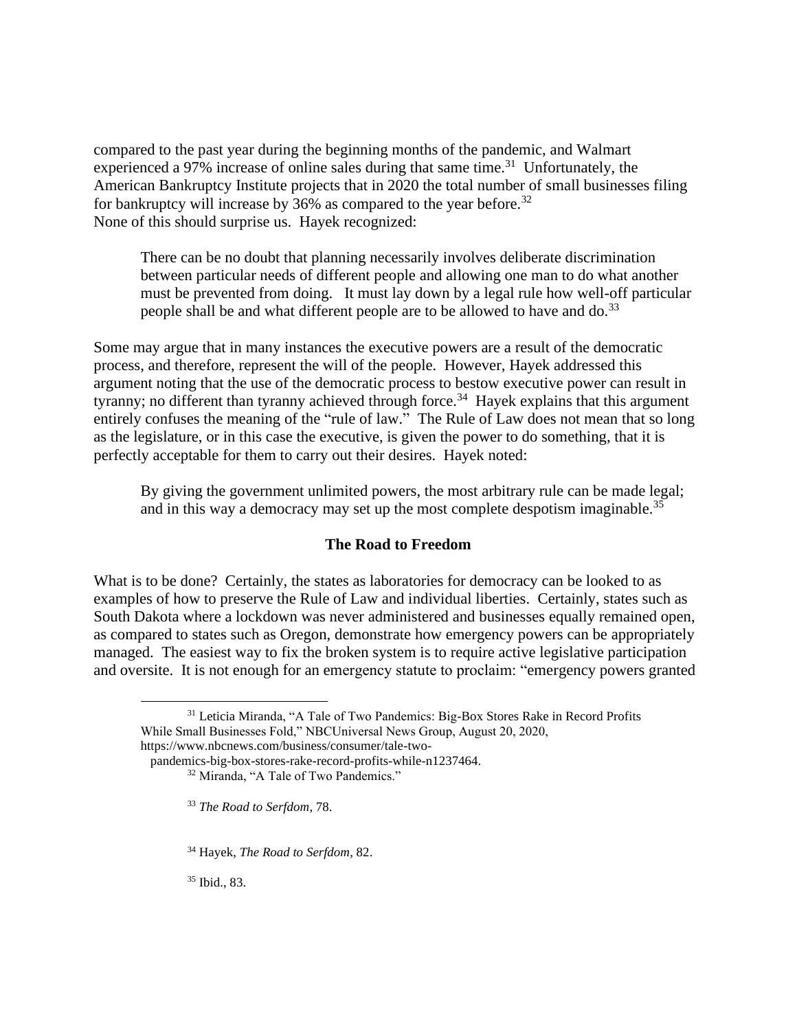compared to the past year during the beginning months of the pandemic, and Walmart experienced a 97% increase of online sales during that same time.[31] Unfortunately, the American Bankruptcy Institute projects that in 2020 the total number of small businesses filing for bankruptcy will increase by 36% as compared to the year before.[32]
None of this should surprise us. Hayek recognized:

> There can be no doubt that planning necessarily involves deliberate discrimination between particular needs of different people and allowing one man to do what another must be prevented from doing. It must lay down by a legal rule how well-off particular people shall be and what different people are to be allowed to have and do.[33]

Some may argue that in many instances the executive powers are a result of the democratic process, and therefore, represent the will of the people. However, Hayek addressed this argument noting that the use of the democratic process to bestow executive power can result in tyranny; no different than tyranny achieved through force.[34] Hayek explains that this argument entirely confuses the meaning of the "rule of law." The Rule of Law does not mean that so long as the legislature, or in this case the executive, is given the power to do something, that it is perfectly acceptable for them to carry out their desires. Hayek noted:

> By giving the government unlimited powers, the most arbitrary rule can be made legal; and in this way a democracy may set up the most complete despotism imaginable.[35]

### The Road to Freedom

What is to be done? Certainly, the states as laboratories for democracy can be looked to as examples of how to preserve the Rule of Law and individual liberties. Certainly, states such as South Dakota where a lockdown was never administered and businesses equally remained open, as compared to states such as Oregon, demonstrate how emergency powers can be appropriately managed. The easiest way to fix the broken system is to require active legislative participation and oversite. It is not enough for an emergency statute to proclaim: "emergency powers granted

---

[31] Leticia Miranda, "A Tale of Two Pandemics: Big-Box Stores Rake in Record Profits While Small Businesses Fold," NBCUniversal News Group, August 20, 2020, https://www.nbcnews.com/business/consumer/tale-two-pandemics-big-box-stores-rake-record-profits-while-n1237464.

[32] Miranda, "A Tale of Two Pandemics."

[33] *The Road to Serfdom*, 78.

[34] Hayek, *The Road to Serfdom*, 82.

[35] Ibid., 83.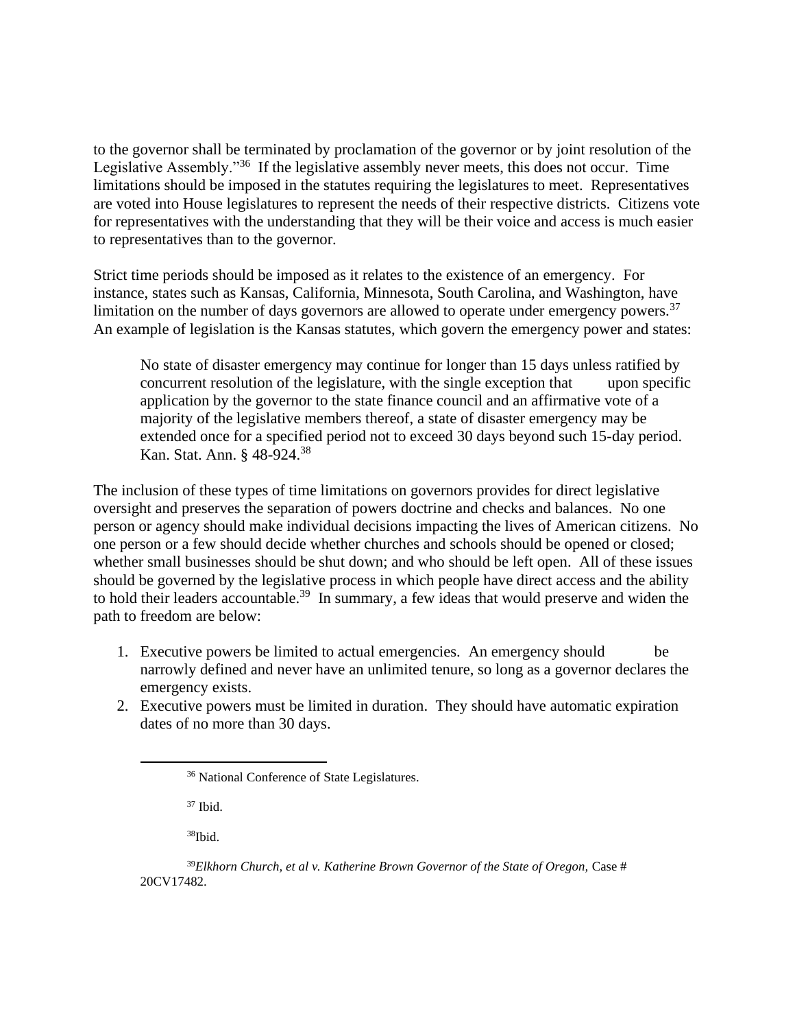to the governor shall be terminated by proclamation of the governor or by joint resolution of the Legislative Assembly."[36] If the legislative assembly never meets, this does not occur. Time limitations should be imposed in the statutes requiring the legislatures to meet. Representatives are voted into House legislatures to represent the needs of their respective districts. Citizens vote for representatives with the understanding that they will be their voice and access is much easier to representatives than to the governor.

Strict time periods should be imposed as it relates to the existence of an emergency. For instance, states such as Kansas, California, Minnesota, South Carolina, and Washington, have limitation on the number of days governors are allowed to operate under emergency powers.[37] An example of legislation is the Kansas statutes, which govern the emergency power and states:

> No state of disaster emergency may continue for longer than 15 days unless ratified by concurrent resolution of the legislature, with the single exception that upon specific application by the governor to the state finance council and an affirmative vote of a majority of the legislative members thereof, a state of disaster emergency may be extended once for a specified period not to exceed 30 days beyond such 15-day period. Kan. Stat. Ann. § 48-924.[38]

The inclusion of these types of time limitations on governors provides for direct legislative oversight and preserves the separation of powers doctrine and checks and balances. No one person or agency should make individual decisions impacting the lives of American citizens. No one person or a few should decide whether churches and schools should be opened or closed; whether small businesses should be shut down; and who should be left open. All of these issues should be governed by the legislative process in which people have direct access and the ability to hold their leaders accountable.[39] In summary, a few ideas that would preserve and widen the path to freedom are below:

1. Executive powers be limited to actual emergencies. An emergency should be narrowly defined and never have an unlimited tenure, so long as a governor declares the emergency exists.
2. Executive powers must be limited in duration. They should have automatic expiration dates of no more than 30 days.

---

[36] National Conference of State Legislatures.

[37] Ibid.

[38] Ibid.

[39] *Elkhorn Church, et al v. Katherine Brown Governor of the State of Oregon,* Case # 20CV17482.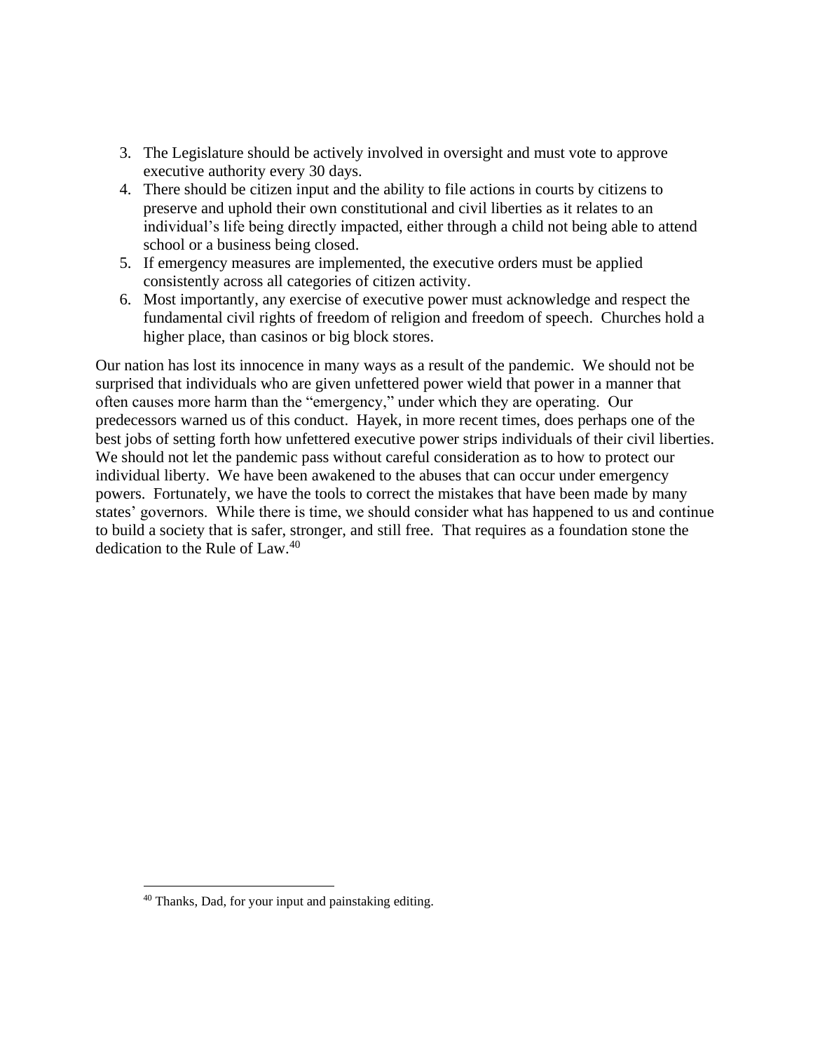3. The Legislature should be actively involved in oversight and must vote to approve executive authority every 30 days.
4. There should be citizen input and the ability to file actions in courts by citizens to preserve and uphold their own constitutional and civil liberties as it relates to an individual's life being directly impacted, either through a child not being able to attend school or a business being closed.
5. If emergency measures are implemented, the executive orders must be applied consistently across all categories of citizen activity.
6. Most importantly, any exercise of executive power must acknowledge and respect the fundamental civil rights of freedom of religion and freedom of speech. Churches hold a higher place, than casinos or big block stores.

Our nation has lost its innocence in many ways as a result of the pandemic. We should not be surprised that individuals who are given unfettered power wield that power in a manner that often causes more harm than the "emergency," under which they are operating. Our predecessors warned us of this conduct. Hayek, in more recent times, does perhaps one of the best jobs of setting forth how unfettered executive power strips individuals of their civil liberties. We should not let the pandemic pass without careful consideration as to how to protect our individual liberty. We have been awakened to the abuses that can occur under emergency powers. Fortunately, we have the tools to correct the mistakes that have been made by many states' governors. While there is time, we should consider what has happened to us and continue to build a society that is safer, stronger, and still free. That requires as a foundation stone the dedication to the Rule of Law.[40]

[40] Thanks, Dad, for your input and painstaking editing.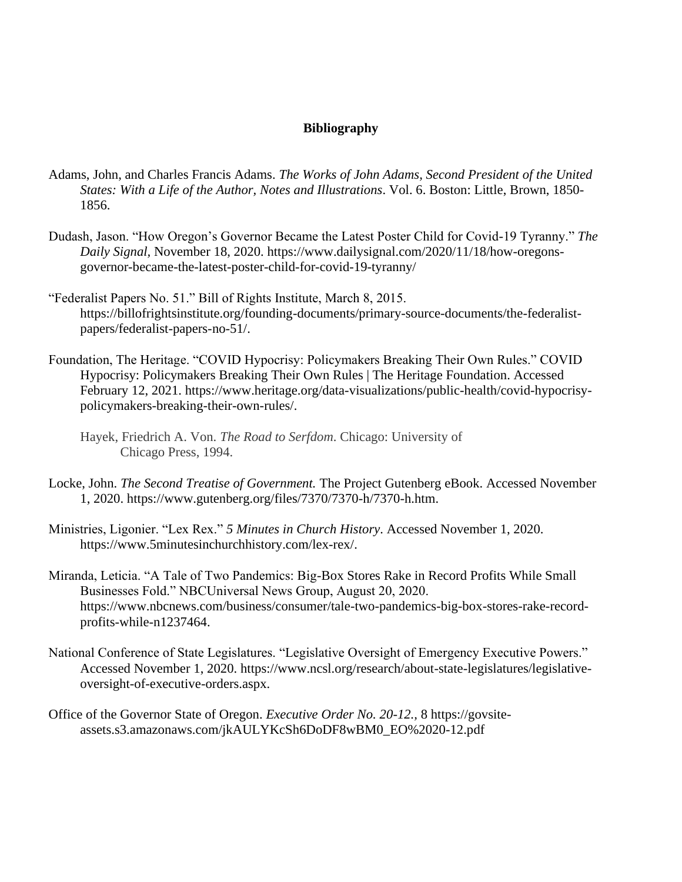## Bibliography

Adams, John, and Charles Francis Adams. *The Works of John Adams, Second President of the United States: With a Life of the Author, Notes and Illustrations*. Vol. 6. Boston: Little, Brown, 1850-1856.

Dudash, Jason. "How Oregon's Governor Became the Latest Poster Child for Covid-19 Tyranny." *The Daily Signal*, November 18, 2020. https://www.dailysignal.com/2020/11/18/how-oregons-governor-became-the-latest-poster-child-for-covid-19-tyranny/

"Federalist Papers No. 51." Bill of Rights Institute, March 8, 2015. https://billofrightsinstitute.org/founding-documents/primary-source-documents/the-federalist-papers/federalist-papers-no-51/.

Foundation, The Heritage. "COVID Hypocrisy: Policymakers Breaking Their Own Rules." COVID Hypocrisy: Policymakers Breaking Their Own Rules | The Heritage Foundation. Accessed February 12, 2021. https://www.heritage.org/data-visualizations/public-health/covid-hypocrisy-policymakers-breaking-their-own-rules/.

Hayek, Friedrich A. Von. *The Road to Serfdom*. Chicago: University of Chicago Press, 1994.

Locke, John. *The Second Treatise of Government.* The Project Gutenberg eBook. Accessed November 1, 2020. https://www.gutenberg.org/files/7370/7370-h/7370-h.htm.

Ministries, Ligonier. "Lex Rex." *5 Minutes in Church History*. Accessed November 1, 2020. https://www.5minutesinchurchhistory.com/lex-rex/.

Miranda, Leticia. "A Tale of Two Pandemics: Big-Box Stores Rake in Record Profits While Small Businesses Fold." NBCUniversal News Group, August 20, 2020. https://www.nbcnews.com/business/consumer/tale-two-pandemics-big-box-stores-rake-record-profits-while-n1237464.

National Conference of State Legislatures. "Legislative Oversight of Emergency Executive Powers." Accessed November 1, 2020. https://www.ncsl.org/research/about-state-legislatures/legislative-oversight-of-executive-orders.aspx.

Office of the Governor State of Oregon. *Executive Order No. 20-12.*, 8 https://govsite-assets.s3.amazonaws.com/jkAULYKcSh6DoDF8wBM0_EO%2020-12.pdf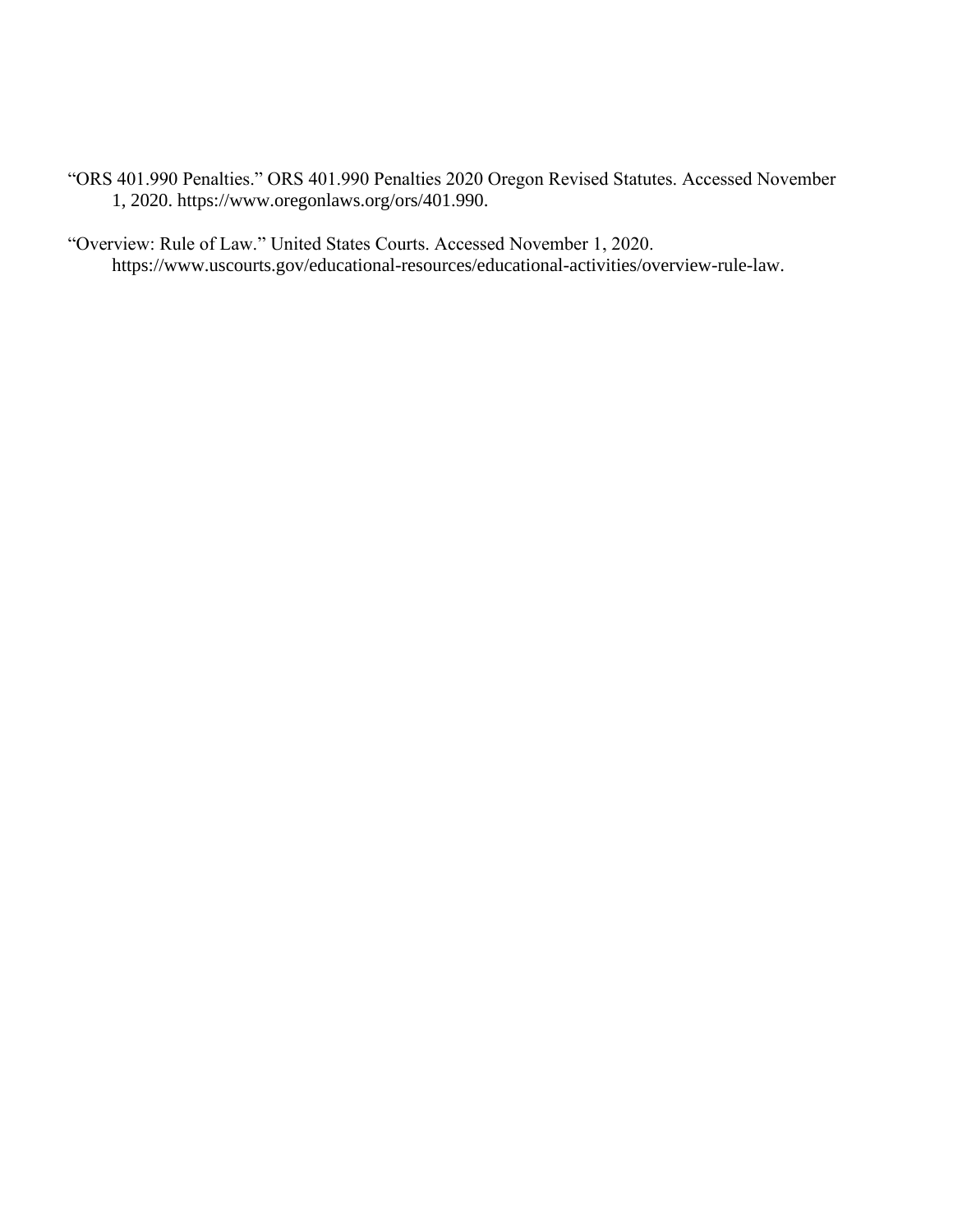"ORS 401.990 Penalties." ORS 401.990 Penalties 2020 Oregon Revised Statutes. Accessed November 1, 2020. https://www.oregonlaws.org/ors/401.990.

"Overview: Rule of Law." United States Courts. Accessed November 1, 2020. https://www.uscourts.gov/educational-resources/educational-activities/overview-rule-law.